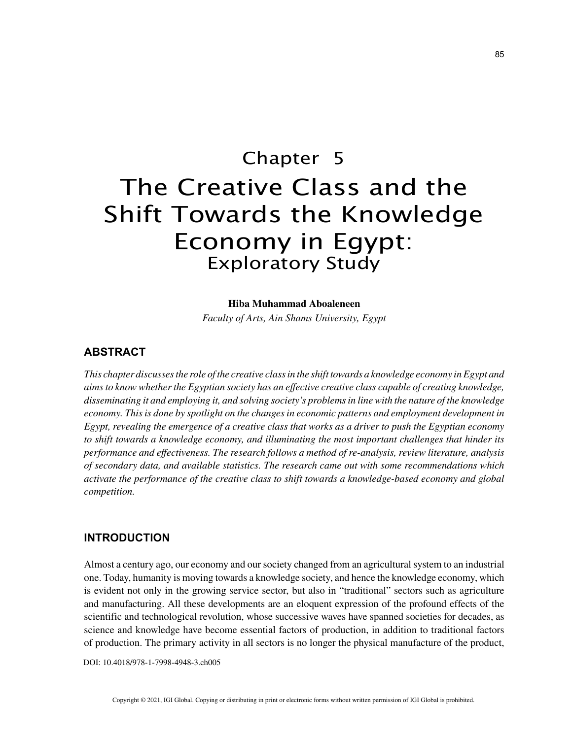# Chapter 5

# The Creative Class and the Shift Towards the Knowledge Economy in Egypt:

## Exploratory Study

**Hiba Muhammad Aboaleneen**

*Faculty of Arts, Ain Shams University, Egypt*

## ABSTRACT

*This chapter discusses the role of the creative class in the shift towards a knowledge economy in Egypt and aims to know whether the Egyptian society has an effective creative class capable of creating knowledge, disseminating it and employing it, and solving society's problems in line with the nature of the knowledge economy. This is done by spotlight on the changes in economic patterns and employment development in Egypt, revealing the emergence of a creative class that works as a driver to push the Egyptian economy to shift towards a knowledge economy, and illuminating the most important challenges that hinder its performance and effectiveness. The research follows a method of re-analysis, review literature, analysis of secondary data, and available statistics. The research came out with some recommendations which activate the performance of the creative class to shift towards a knowledge-based economy and global competition.*

## INTRODUCTION

Almost a century ago, our economy and our society changed from an agricultural system to an industrial one. Today, humanity is moving towards a knowledge society, and hence the knowledge economy, which is evident not only in the growing service sector, but also in "traditional" sectors such as agriculture and manufacturing. All these developments are an eloquent expression of the profound effects of the scientific and technological revolution, whose successive waves have spanned societies for decades, as science and knowledge have become essential factors of production, in addition to traditional factors of production. The primary activity in all sectors is no longer the physical manufacture of the product,

DOI: 10.4018/978-1-7998-4948-3.ch005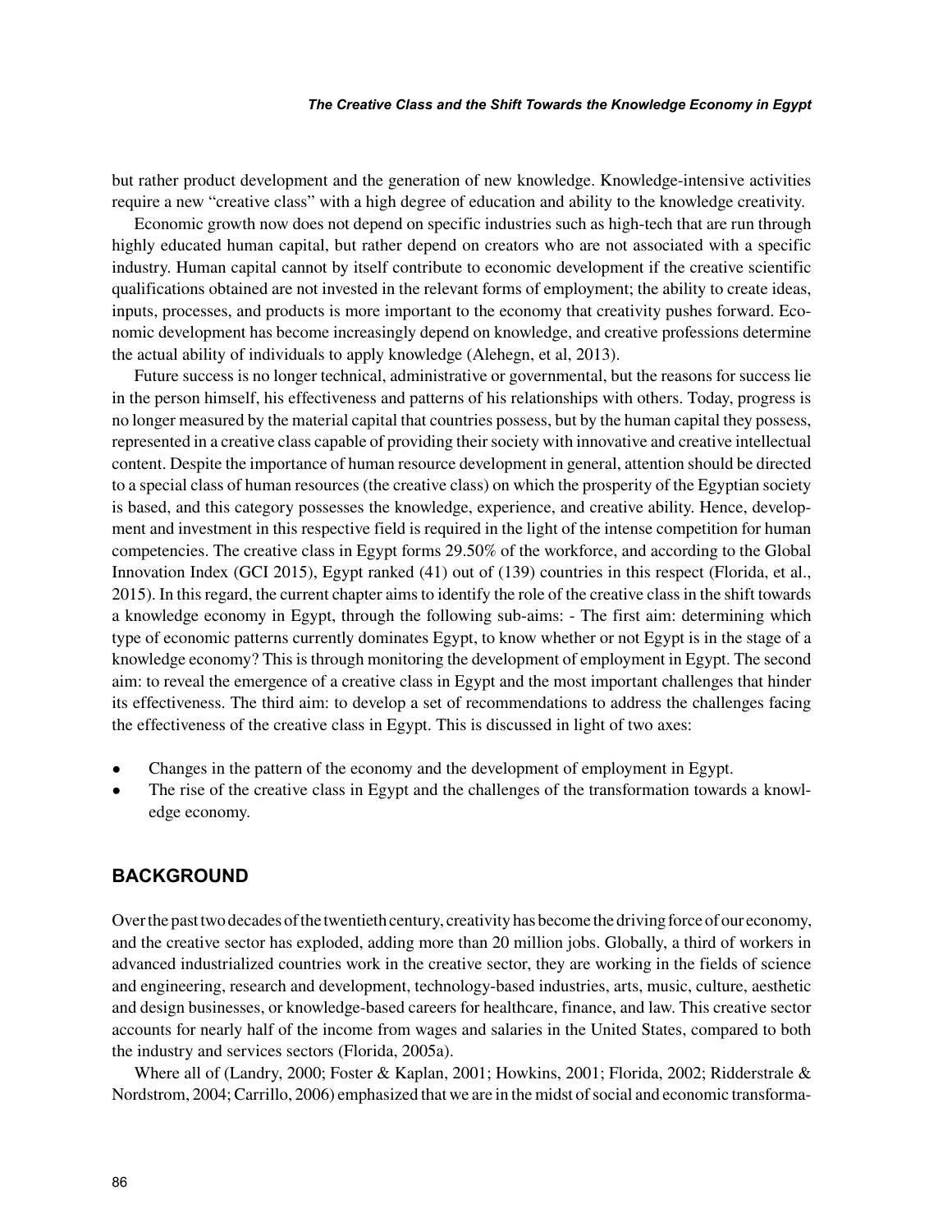but rather product development and the generation of new knowledge. Knowledge-intensive activities require a new "creative class" with a high degree of education and ability to the knowledge creativity.

Economic growth now does not depend on specific industries such as high-tech that are run through highly educated human capital, but rather depend on creators who are not associated with a specific industry. Human capital cannot by itself contribute to economic development if the creative scientific qualifications obtained are not invested in the relevant forms of employment; the ability to create ideas, inputs, processes, and products is more important to the economy that creativity pushes forward. Economic development has become increasingly depend on knowledge, and creative professions determine the actual ability of individuals to apply knowledge (Alehegn, et al, 2013).

Future success is no longer technical, administrative or governmental, but the reasons for success lie in the person himself, his effectiveness and patterns of his relationships with others. Today, progress is no longer measured by the material capital that countries possess, but by the human capital they possess, represented in a creative class capable of providing their society with innovative and creative intellectual content. Despite the importance of human resource development in general, attention should be directed to a special class of human resources (the creative class) on which the prosperity of the Egyptian society is based, and this category possesses the knowledge, experience, and creative ability. Hence, development and investment in this respective field is required in the light of the intense competition for human competencies. The creative class in Egypt forms 29.50% of the workforce, and according to the Global Innovation Index (GCI 2015), Egypt ranked (41) out of (139) countries in this respect (Florida, et al., 2015). In this regard, the current chapter aims to identify the role of the creative class in the shift towards a knowledge economy in Egypt, through the following sub-aims: - The first aim: determining which type of economic patterns currently dominates Egypt, to know whether or not Egypt is in the stage of a knowledge economy? This is through monitoring the development of employment in Egypt. The second aim: to reveal the emergence of a creative class in Egypt and the most important challenges that hinder its effectiveness. The third aim: to develop a set of recommendations to address the challenges facing the effectiveness of the creative class in Egypt. This is discussed in light of two axes:

- Changes in the pattern of the economy and the development of employment in Egypt.
- The rise of the creative class in Egypt and the challenges of the transformation towards a knowledge economy.

## BACKGROUND

Over the past two decades of the twentieth century, creativity has become the driving force of our economy, and the creative sector has exploded, adding more than 20 million jobs. Globally, a third of workers in advanced industrialized countries work in the creative sector, they are working in the fields of science and engineering, research and development, technology-based industries, arts, music, culture, aesthetic and design businesses, or knowledge-based careers for healthcare, finance, and law. This creative sector accounts for nearly half of the income from wages and salaries in the United States, compared to both the industry and services sectors (Florida, 2005a).

Where all of (Landry, 2000; Foster & Kaplan, 2001; Howkins, 2001; Florida, 2002; Ridderstrale & Nordstrom, 2004; Carrillo, 2006) emphasized that we are in the midst of social and economic transforma-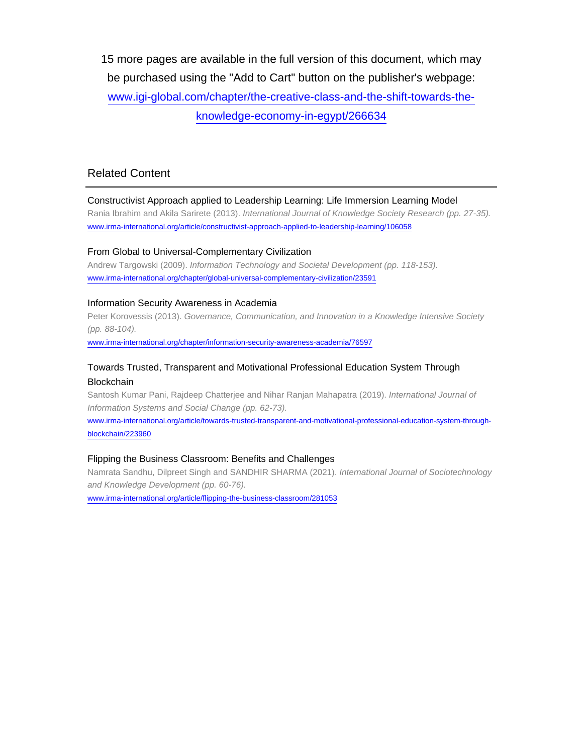15 more pages are available in the full version of this document, which may be purchased using the "Add to Cart" button on the publisher's webpage: [www.igi-global.com/chapter/the-creative-class-and-the-shift-towards-the-knowledge-economy-in-egypt/266634](www.igi-global.com/chapter/the-creative-class-and-the-shift-towards-the-knowledge-economy-in-egypt/266634)

## Related Content

**Constructivist Approach applied to Leadership Learning: Life Immersion Learning Model**
Rania Ibrahim and Akila Sarirete (2013). *International Journal of Knowledge Society Research (pp. 27-35).*
[www.irma-international.org/article/constructivist-approach-applied-to-leadership-learning/106058](www.irma-international.org/article/constructivist-approach-applied-to-leadership-learning/106058)

**From Global to Universal-Complementary Civilization**
Andrew Targowski (2009). *Information Technology and Societal Development (pp. 118-153).*
[www.irma-international.org/chapter/global-universal-complementary-civilization/23591](www.irma-international.org/chapter/global-universal-complementary-civilization/23591)

**Information Security Awareness in Academia**
Peter Korovessis (2013). *Governance, Communication, and Innovation in a Knowledge Intensive Society (pp. 88-104).*
[www.irma-international.org/chapter/information-security-awareness-academia/76597](www.irma-international.org/chapter/information-security-awareness-academia/76597)

**Towards Trusted, Transparent and Motivational Professional Education System Through Blockchain**
Santosh Kumar Pani, Rajdeep Chatterjee and Nihar Ranjan Mahapatra (2019). *International Journal of Information Systems and Social Change (pp. 62-73).*
[www.irma-international.org/article/towards-trusted-transparent-and-motivational-professional-education-system-through-blockchain/223960](www.irma-international.org/article/towards-trusted-transparent-and-motivational-professional-education-system-through-blockchain/223960)

**Flipping the Business Classroom: Benefits and Challenges**
Namrata Sandhu, Dilpreet Singh and SANDHIR SHARMA (2021). *International Journal of Sociotechnology and Knowledge Development (pp. 60-76).*
[www.irma-international.org/article/flipping-the-business-classroom/281053](www.irma-international.org/article/flipping-the-business-classroom/281053)